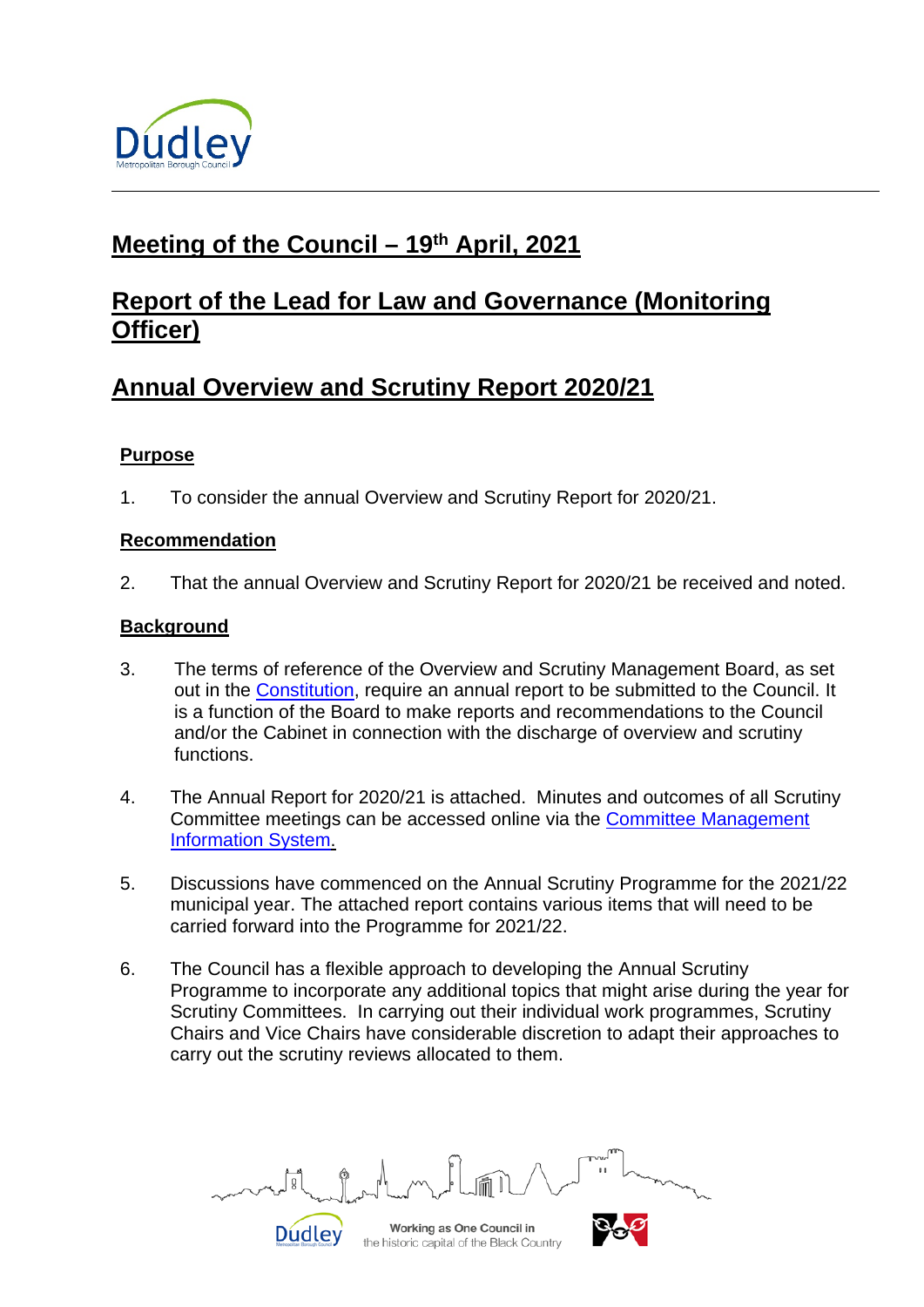# Meeting of the Council – 19th April, 2021

# Report of the Lead for Law and Governance (Monitoring Officer)

# Annual Overview and Scrutiny Report 2020/21

## Purpose

1. To consider the annual Overview and Scrutiny Report for 2020/21.

## Recommendation

2. That the annual Overview and Scrutiny Report for 2020/21 be received and noted.

## Background

3. The terms of reference of the Overview and Scrutiny Management Board, as set out in the Constitution, require an annual report to be submitted to the Council. It is a function of the Board to make reports and recommendations to the Council and/or the Cabinet in connection with the discharge of overview and scrutiny functions.

4. The Annual Report for 2020/21 is attached. Minutes and outcomes of all Scrutiny Committee meetings can be accessed online via the Committee Management Information System.

5. Discussions have commenced on the Annual Scrutiny Programme for the 2021/22 municipal year. The attached report contains various items that will need to be carried forward into the Programme for 2021/22.

6. The Council has a flexible approach to developing the Annual Scrutiny Programme to incorporate any additional topics that might arise during the year for Scrutiny Committees. In carrying out their individual work programmes, Scrutiny Chairs and Vice Chairs have considerable discretion to adapt their approaches to carry out the scrutiny reviews allocated to them.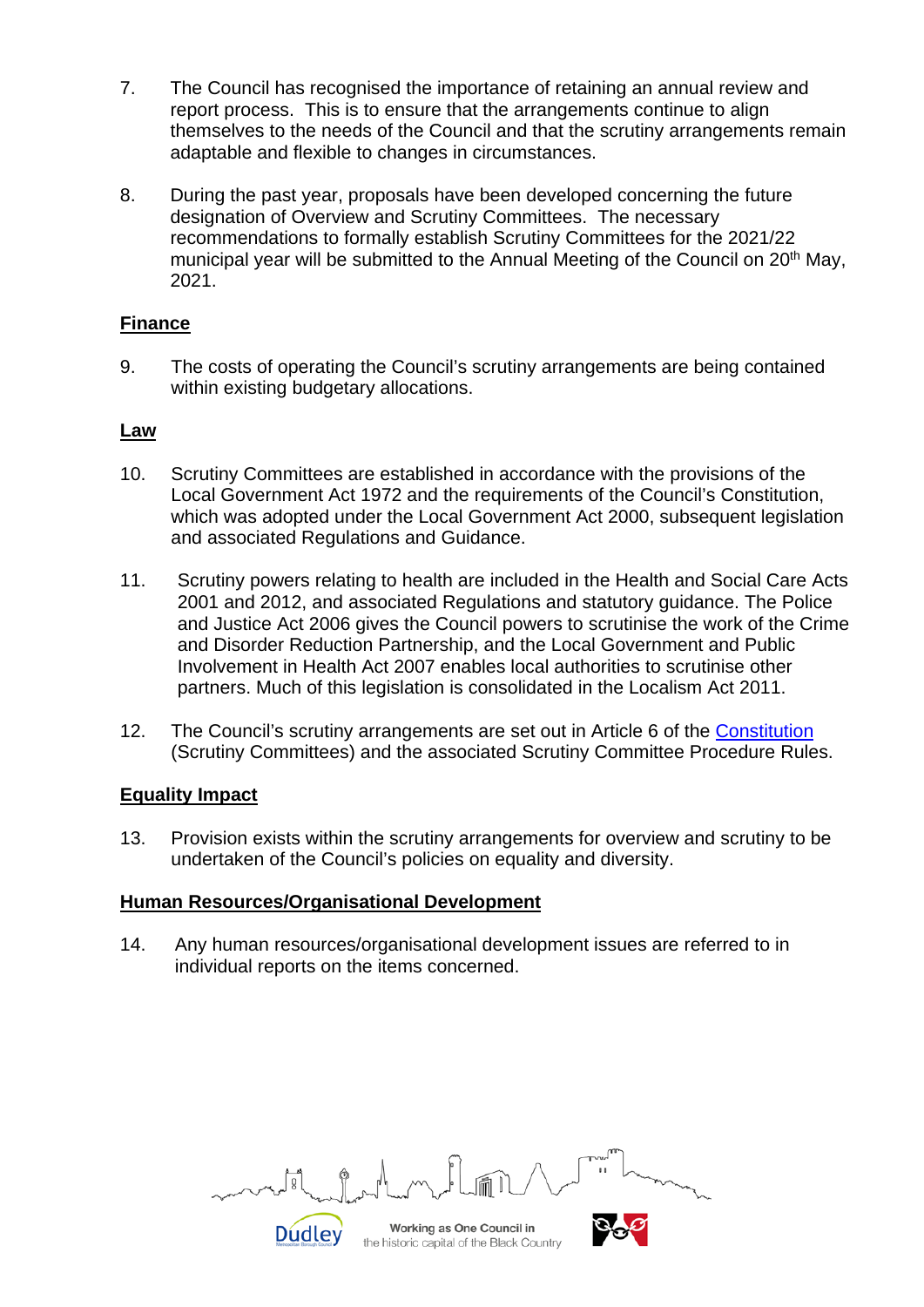7. The Council has recognised the importance of retaining an annual review and report process. This is to ensure that the arrangements continue to align themselves to the needs of the Council and that the scrutiny arrangements remain adaptable and flexible to changes in circumstances.

8. During the past year, proposals have been developed concerning the future designation of Overview and Scrutiny Committees. The necessary recommendations to formally establish Scrutiny Committees for the 2021/22 municipal year will be submitted to the Annual Meeting of the Council on 20th May, 2021.

**Finance**

9. The costs of operating the Council's scrutiny arrangements are being contained within existing budgetary allocations.

**Law**

10. Scrutiny Committees are established in accordance with the provisions of the Local Government Act 1972 and the requirements of the Council's Constitution, which was adopted under the Local Government Act 2000, subsequent legislation and associated Regulations and Guidance.

11. Scrutiny powers relating to health are included in the Health and Social Care Acts 2001 and 2012, and associated Regulations and statutory guidance. The Police and Justice Act 2006 gives the Council powers to scrutinise the work of the Crime and Disorder Reduction Partnership, and the Local Government and Public Involvement in Health Act 2007 enables local authorities to scrutinise other partners. Much of this legislation is consolidated in the Localism Act 2011.

12. The Council's scrutiny arrangements are set out in Article 6 of the Constitution (Scrutiny Committees) and the associated Scrutiny Committee Procedure Rules.

**Equality Impact**

13. Provision exists within the scrutiny arrangements for overview and scrutiny to be undertaken of the Council's policies on equality and diversity.

**Human Resources/Organisational Development**

14. Any human resources/organisational development issues are referred to in individual reports on the items concerned.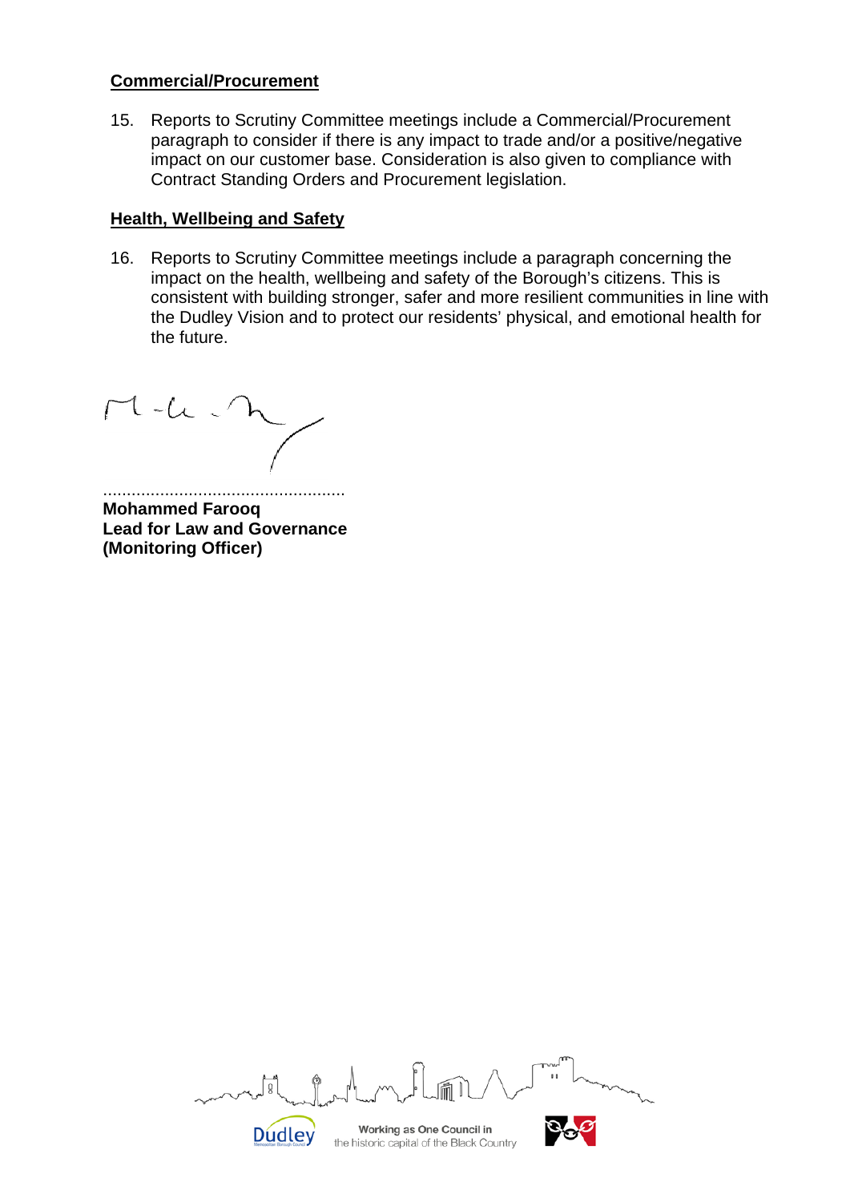**Commercial/Procurement**

15. Reports to Scrutiny Committee meetings include a Commercial/Procurement paragraph to consider if there is any impact to trade and/or a positive/negative impact on our customer base. Consideration is also given to compliance with Contract Standing Orders and Procurement legislation.

**Health, Wellbeing and Safety**

16. Reports to Scrutiny Committee meetings include a paragraph concerning the impact on the health, wellbeing and safety of the Borough's citizens. This is consistent with building stronger, safer and more resilient communities in line with the Dudley Vision and to protect our residents' physical, and emotional health for the future.

..................................................
**Mohammed Farooq**
**Lead for Law and Governance**
**(Monitoring Officer)**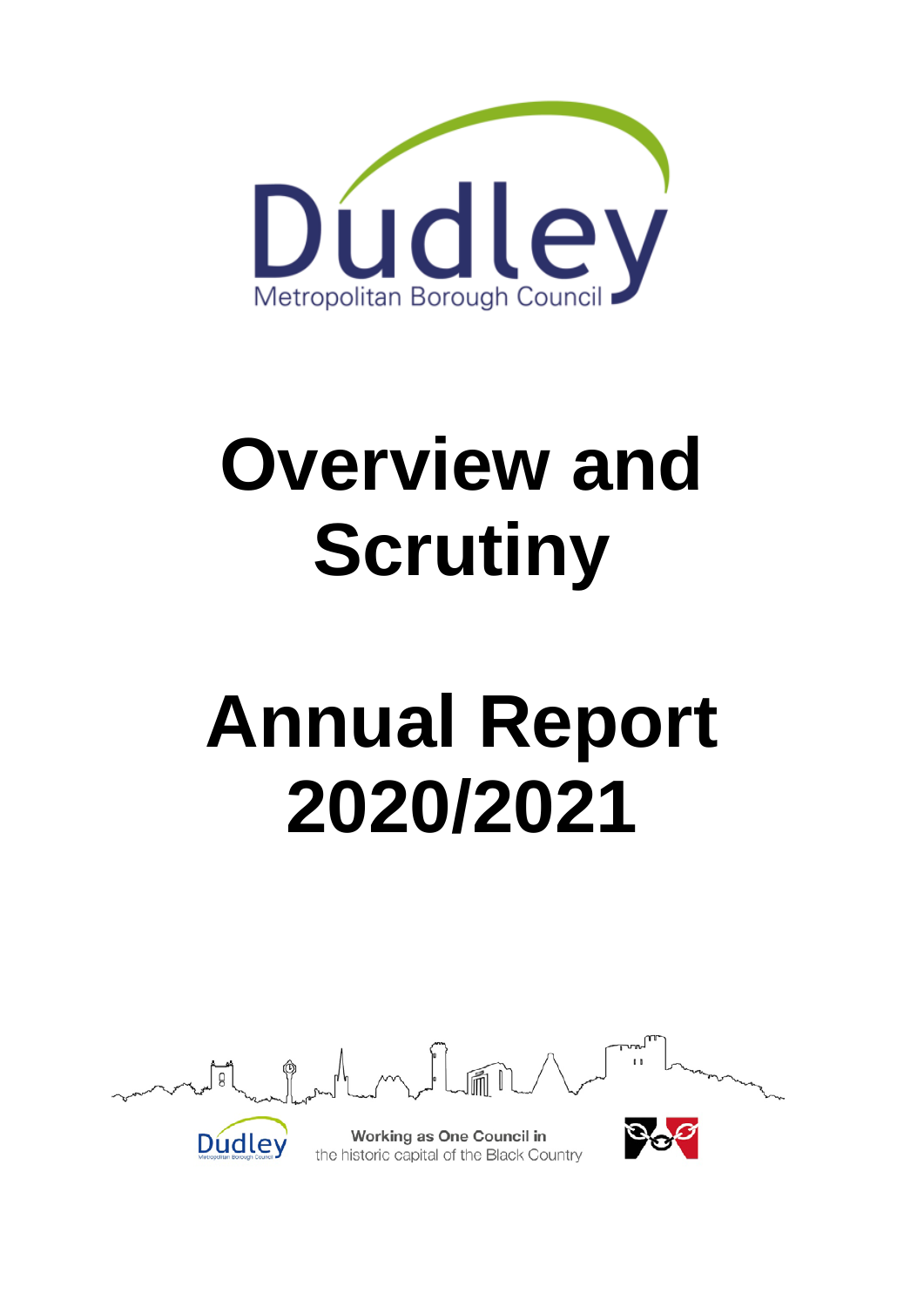# Overview and Scrutiny

# Annual Report 2020/2021

Working as One Council in the historic capital of the Black Country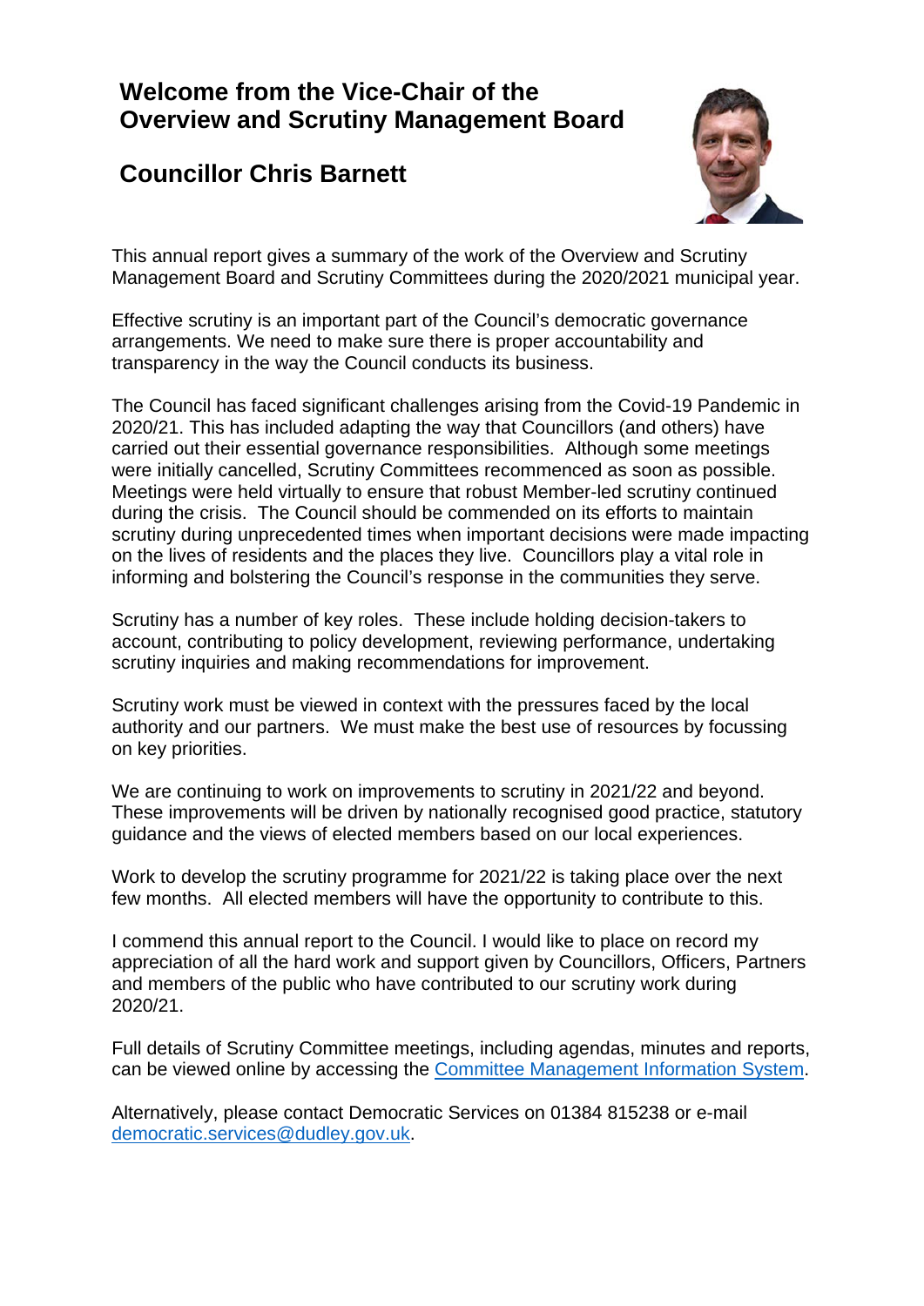# Welcome from the Vice-Chair of the Overview and Scrutiny Management Board

## Councillor Chris Barnett

This annual report gives a summary of the work of the Overview and Scrutiny Management Board and Scrutiny Committees during the 2020/2021 municipal year.

Effective scrutiny is an important part of the Council's democratic governance arrangements. We need to make sure there is proper accountability and transparency in the way the Council conducts its business.

The Council has faced significant challenges arising from the Covid-19 Pandemic in 2020/21. This has included adapting the way that Councillors (and others) have carried out their essential governance responsibilities. Although some meetings were initially cancelled, Scrutiny Committees recommenced as soon as possible. Meetings were held virtually to ensure that robust Member-led scrutiny continued during the crisis. The Council should be commended on its efforts to maintain scrutiny during unprecedented times when important decisions were made impacting on the lives of residents and the places they live. Councillors play a vital role in informing and bolstering the Council's response in the communities they serve.

Scrutiny has a number of key roles. These include holding decision-takers to account, contributing to policy development, reviewing performance, undertaking scrutiny inquiries and making recommendations for improvement.

Scrutiny work must be viewed in context with the pressures faced by the local authority and our partners. We must make the best use of resources by focussing on key priorities.

We are continuing to work on improvements to scrutiny in 2021/22 and beyond. These improvements will be driven by nationally recognised good practice, statutory guidance and the views of elected members based on our local experiences.

Work to develop the scrutiny programme for 2021/22 is taking place over the next few months. All elected members will have the opportunity to contribute to this.

I commend this annual report to the Council. I would like to place on record my appreciation of all the hard work and support given by Councillors, Officers, Partners and members of the public who have contributed to our scrutiny work during 2020/21.

Full details of Scrutiny Committee meetings, including agendas, minutes and reports, can be viewed online by accessing the [Committee Management Information System](#).

Alternatively, please contact Democratic Services on 01384 815238 or e-mail [democratic.services@dudley.gov.uk](mailto:democratic.services@dudley.gov.uk).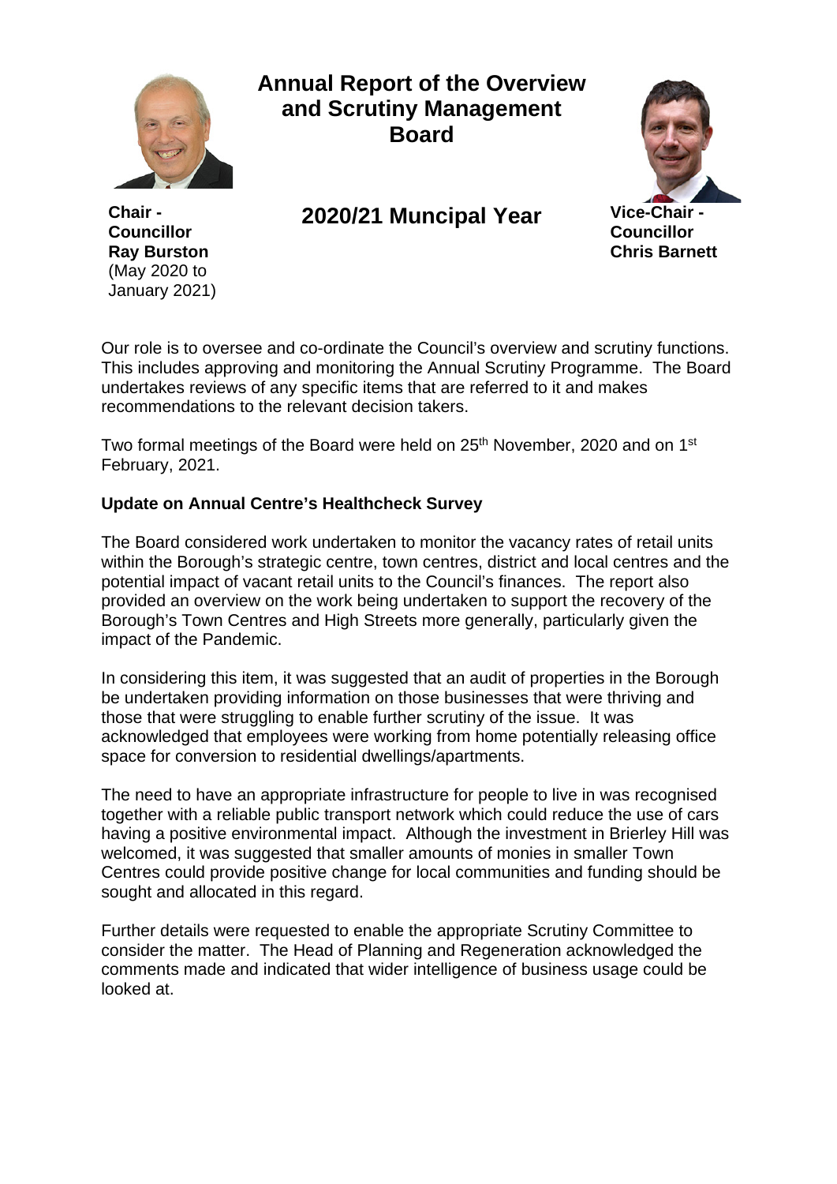# Annual Report of the Overview and Scrutiny Management Board

**Chair - Councillor Ray Burston** (May 2020 to January 2021)

## 2020/21 Muncipal Year

**Vice-Chair - Councillor Chris Barnett**

Our role is to oversee and co-ordinate the Council's overview and scrutiny functions. This includes approving and monitoring the Annual Scrutiny Programme. The Board undertakes reviews of any specific items that are referred to it and makes recommendations to the relevant decision takers.

Two formal meetings of the Board were held on 25th November, 2020 and on 1st February, 2021.

**Update on Annual Centre's Healthcheck Survey**

The Board considered work undertaken to monitor the vacancy rates of retail units within the Borough's strategic centre, town centres, district and local centres and the potential impact of vacant retail units to the Council's finances. The report also provided an overview on the work being undertaken to support the recovery of the Borough's Town Centres and High Streets more generally, particularly given the impact of the Pandemic.

In considering this item, it was suggested that an audit of properties in the Borough be undertaken providing information on those businesses that were thriving and those that were struggling to enable further scrutiny of the issue. It was acknowledged that employees were working from home potentially releasing office space for conversion to residential dwellings/apartments.

The need to have an appropriate infrastructure for people to live in was recognised together with a reliable public transport network which could reduce the use of cars having a positive environmental impact. Although the investment in Brierley Hill was welcomed, it was suggested that smaller amounts of monies in smaller Town Centres could provide positive change for local communities and funding should be sought and allocated in this regard.

Further details were requested to enable the appropriate Scrutiny Committee to consider the matter. The Head of Planning and Regeneration acknowledged the comments made and indicated that wider intelligence of business usage could be looked at.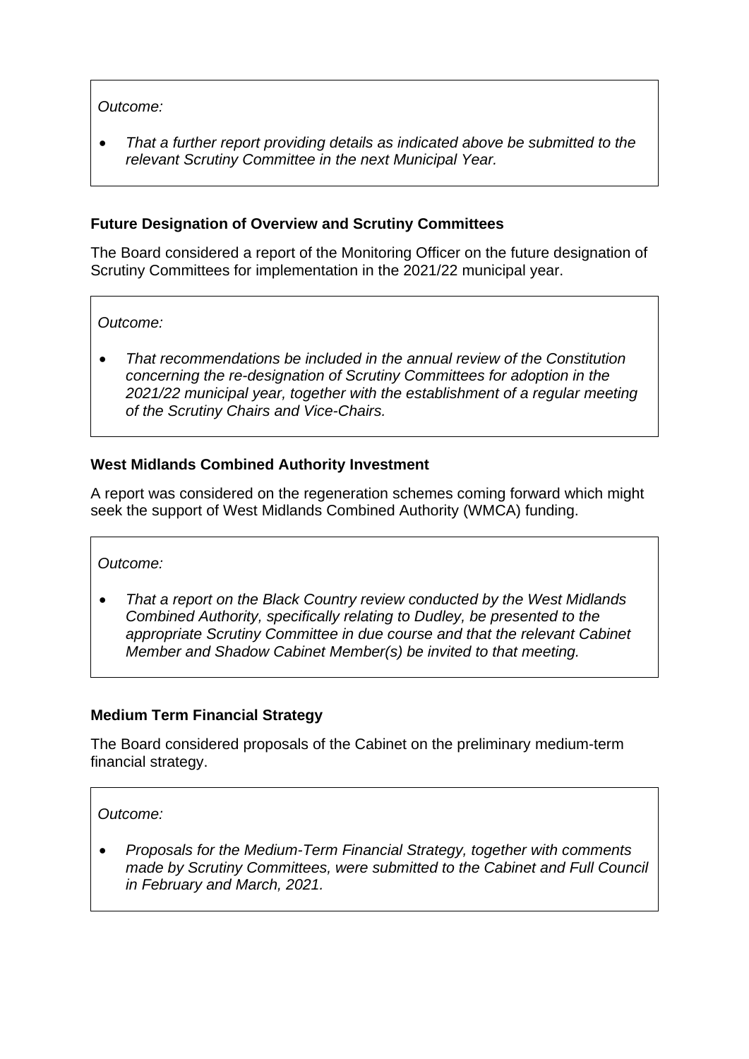*Outcome:*

- *That a further report providing details as indicated above be submitted to the relevant Scrutiny Committee in the next Municipal Year.*

**Future Designation of Overview and Scrutiny Committees**

The Board considered a report of the Monitoring Officer on the future designation of Scrutiny Committees for implementation in the 2021/22 municipal year.

*Outcome:*

- *That recommendations be included in the annual review of the Constitution concerning the re-designation of Scrutiny Committees for adoption in the 2021/22 municipal year, together with the establishment of a regular meeting of the Scrutiny Chairs and Vice-Chairs.*

**West Midlands Combined Authority Investment**

A report was considered on the regeneration schemes coming forward which might seek the support of West Midlands Combined Authority (WMCA) funding.

*Outcome:*

- *That a report on the Black Country review conducted by the West Midlands Combined Authority, specifically relating to Dudley, be presented to the appropriate Scrutiny Committee in due course and that the relevant Cabinet Member and Shadow Cabinet Member(s) be invited to that meeting.*

**Medium Term Financial Strategy**

The Board considered proposals of the Cabinet on the preliminary medium-term financial strategy.

*Outcome:*

- *Proposals for the Medium-Term Financial Strategy, together with comments made by Scrutiny Committees, were submitted to the Cabinet and Full Council in February and March, 2021.*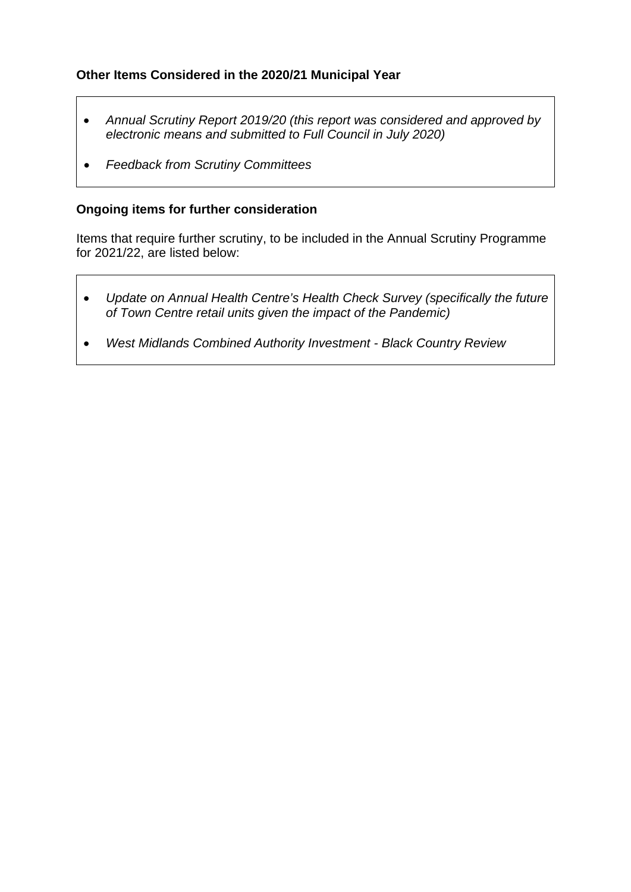**Other Items Considered in the 2020/21 Municipal Year**

- *Annual Scrutiny Report 2019/20 (this report was considered and approved by electronic means and submitted to Full Council in July 2020)*
- *Feedback from Scrutiny Committees*

**Ongoing items for further consideration**

Items that require further scrutiny, to be included in the Annual Scrutiny Programme for 2021/22, are listed below:

- *Update on Annual Health Centre's Health Check Survey (specifically the future of Town Centre retail units given the impact of the Pandemic)*
- *West Midlands Combined Authority Investment - Black Country Review*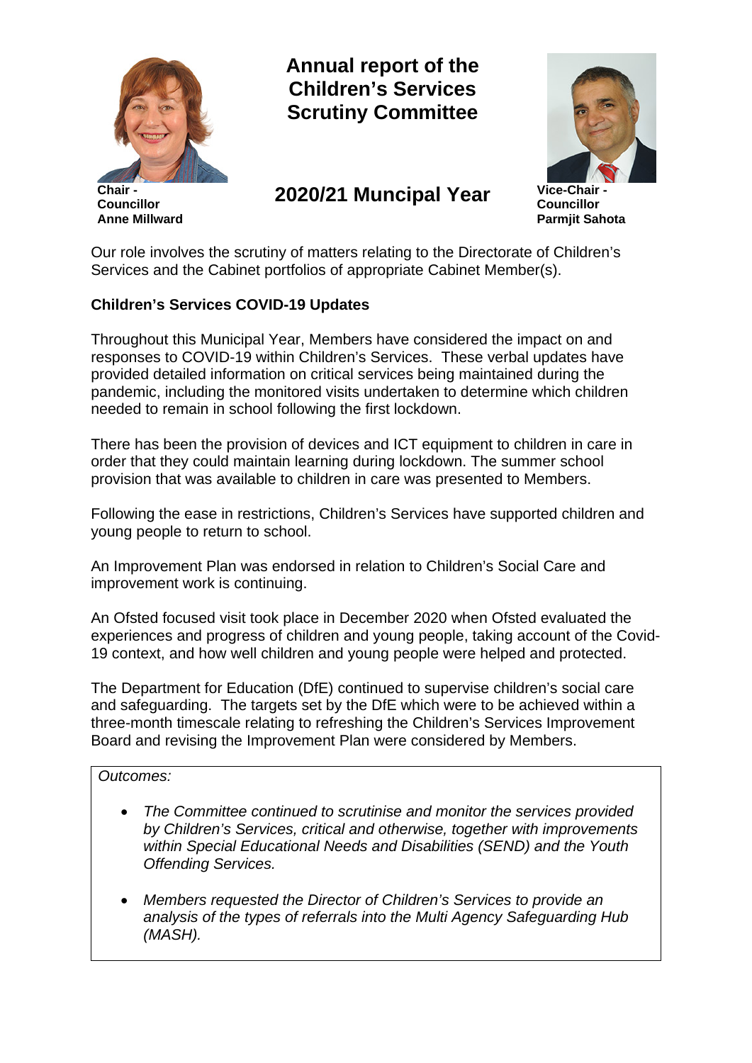# Annual report of the Children's Services Scrutiny Committee

## 2020/21 Muncipal Year

**Chair - Councillor Anne Millward**

**Vice-Chair - Councillor Parmjit Sahota**

Our role involves the scrutiny of matters relating to the Directorate of Children's Services and the Cabinet portfolios of appropriate Cabinet Member(s).

**Children's Services COVID-19 Updates**

Throughout this Municipal Year, Members have considered the impact on and responses to COVID-19 within Children's Services. These verbal updates have provided detailed information on critical services being maintained during the pandemic, including the monitored visits undertaken to determine which children needed to remain in school following the first lockdown.

There has been the provision of devices and ICT equipment to children in care in order that they could maintain learning during lockdown. The summer school provision that was available to children in care was presented to Members.

Following the ease in restrictions, Children's Services have supported children and young people to return to school.

An Improvement Plan was endorsed in relation to Children's Social Care and improvement work is continuing.

An Ofsted focused visit took place in December 2020 when Ofsted evaluated the experiences and progress of children and young people, taking account of the Covid-19 context, and how well children and young people were helped and protected.

The Department for Education (DfE) continued to supervise children's social care and safeguarding. The targets set by the DfE which were to be achieved within a three-month timescale relating to refreshing the Children's Services Improvement Board and revising the Improvement Plan were considered by Members.

*Outcomes:*

- *The Committee continued to scrutinise and monitor the services provided by Children's Services, critical and otherwise, together with improvements within Special Educational Needs and Disabilities (SEND) and the Youth Offending Services.*
- *Members requested the Director of Children's Services to provide an analysis of the types of referrals into the Multi Agency Safeguarding Hub (MASH).*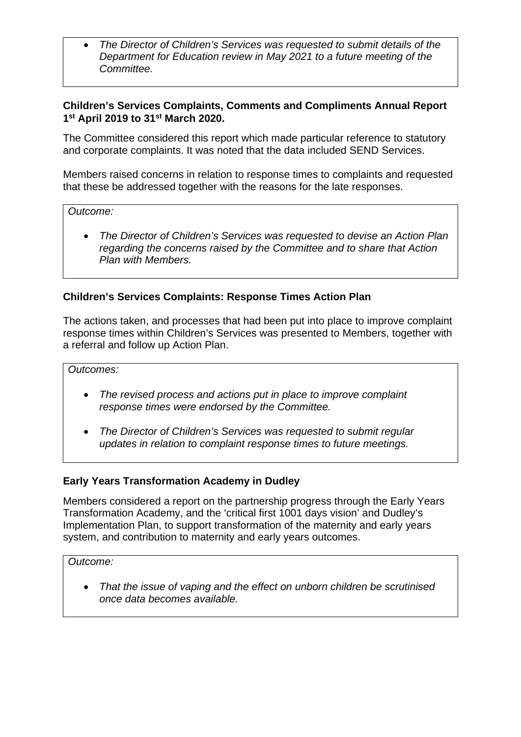- *The Director of Children's Services was requested to submit details of the Department for Education review in May 2021 to a future meeting of the Committee.*

**Children's Services Complaints, Comments and Compliments Annual Report 1st April 2019 to 31st March 2020.**

The Committee considered this report which made particular reference to statutory and corporate complaints. It was noted that the data included SEND Services.

Members raised concerns in relation to response times to complaints and requested that these be addressed together with the reasons for the late responses.

*Outcome:*

- *The Director of Children's Services was requested to devise an Action Plan regarding the concerns raised by the Committee and to share that Action Plan with Members.*

**Children's Services Complaints: Response Times Action Plan**

The actions taken, and processes that had been put into place to improve complaint response times within Children's Services was presented to Members, together with a referral and follow up Action Plan.

*Outcomes:*

- *The revised process and actions put in place to improve complaint response times were endorsed by the Committee.*

- *The Director of Children's Services was requested to submit regular updates in relation to complaint response times to future meetings.*

**Early Years Transformation Academy in Dudley**

Members considered a report on the partnership progress through the Early Years Transformation Academy, and the 'critical first 1001 days vision' and Dudley's Implementation Plan, to support transformation of the maternity and early years system, and contribution to maternity and early years outcomes.

*Outcome:*

- *That the issue of vaping and the effect on unborn children be scrutinised once data becomes available.*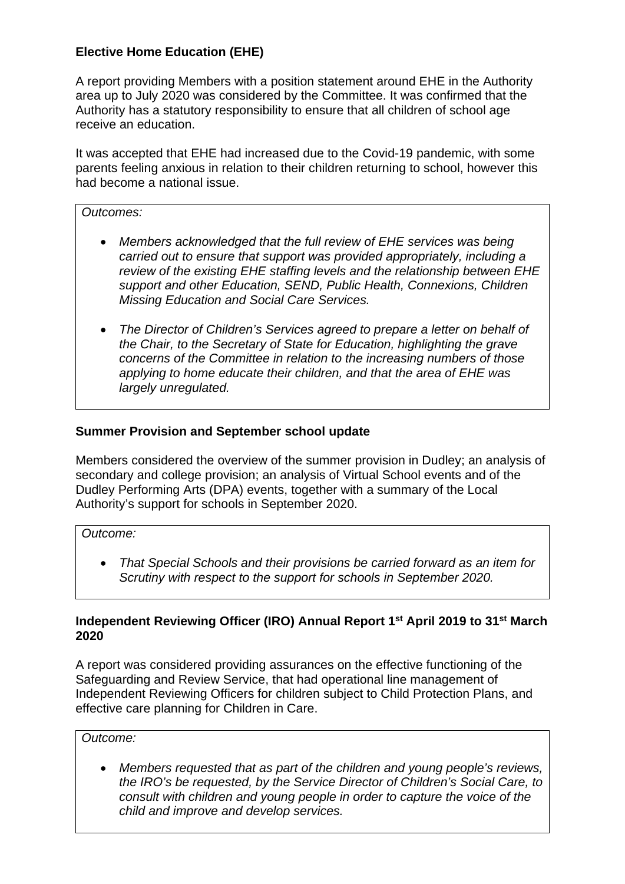**Elective Home Education (EHE)**

A report providing Members with a position statement around EHE in the Authority area up to July 2020 was considered by the Committee. It was confirmed that the Authority has a statutory responsibility to ensure that all children of school age receive an education.

It was accepted that EHE had increased due to the Covid-19 pandemic, with some parents feeling anxious in relation to their children returning to school, however this had become a national issue.

*Outcomes:*

- *Members acknowledged that the full review of EHE services was being carried out to ensure that support was provided appropriately, including a review of the existing EHE staffing levels and the relationship between EHE support and other Education, SEND, Public Health, Connexions, Children Missing Education and Social Care Services.*

- *The Director of Children's Services agreed to prepare a letter on behalf of the Chair, to the Secretary of State for Education, highlighting the grave concerns of the Committee in relation to the increasing numbers of those applying to home educate their children, and that the area of EHE was largely unregulated.*

**Summer Provision and September school update**

Members considered the overview of the summer provision in Dudley; an analysis of secondary and college provision; an analysis of Virtual School events and of the Dudley Performing Arts (DPA) events, together with a summary of the Local Authority's support for schools in September 2020.

*Outcome:*

- *That Special Schools and their provisions be carried forward as an item for Scrutiny with respect to the support for schools in September 2020.*

**Independent Reviewing Officer (IRO) Annual Report 1st April 2019 to 31st March 2020**

A report was considered providing assurances on the effective functioning of the Safeguarding and Review Service, that had operational line management of Independent Reviewing Officers for children subject to Child Protection Plans, and effective care planning for Children in Care.

*Outcome:*

- *Members requested that as part of the children and young people's reviews, the IRO's be requested, by the Service Director of Children's Social Care, to consult with children and young people in order to capture the voice of the child and improve and develop services.*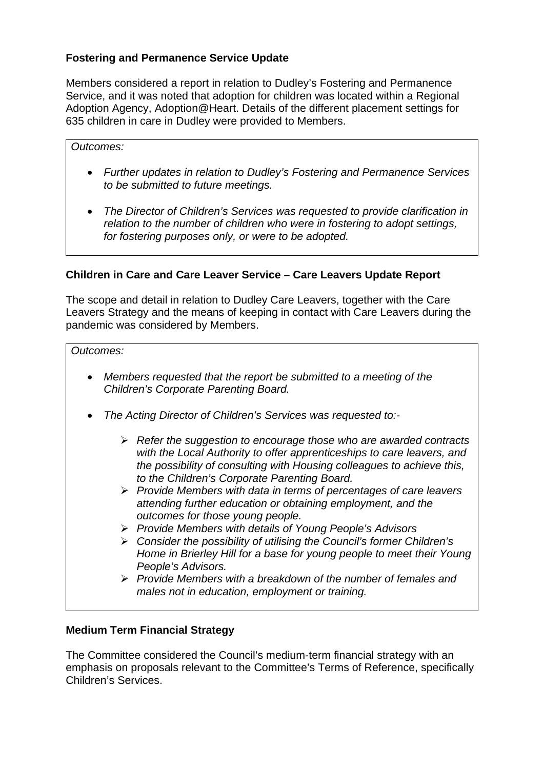**Fostering and Permanence Service Update**

Members considered a report in relation to Dudley's Fostering and Permanence Service, and it was noted that adoption for children was located within a Regional Adoption Agency, Adoption@Heart. Details of the different placement settings for 635 children in care in Dudley were provided to Members.

*Outcomes:*

- *Further updates in relation to Dudley's Fostering and Permanence Services to be submitted to future meetings.*
- *The Director of Children's Services was requested to provide clarification in relation to the number of children who were in fostering to adopt settings, for fostering purposes only, or were to be adopted.*

**Children in Care and Care Leaver Service – Care Leavers Update Report**

The scope and detail in relation to Dudley Care Leavers, together with the Care Leavers Strategy and the means of keeping in contact with Care Leavers during the pandemic was considered by Members.

*Outcomes:*

- *Members requested that the report be submitted to a meeting of the Children's Corporate Parenting Board.*
- *The Acting Director of Children's Services was requested to:-*
    - *Refer the suggestion to encourage those who are awarded contracts with the Local Authority to offer apprenticeships to care leavers, and the possibility of consulting with Housing colleagues to achieve this, to the Children's Corporate Parenting Board.*
    - *Provide Members with data in terms of percentages of care leavers attending further education or obtaining employment, and the outcomes for those young people.*
    - *Provide Members with details of Young People's Advisors*
    - *Consider the possibility of utilising the Council's former Children's Home in Brierley Hill for a base for young people to meet their Young People's Advisors.*
    - *Provide Members with a breakdown of the number of females and males not in education, employment or training.*

**Medium Term Financial Strategy**

The Committee considered the Council's medium-term financial strategy with an emphasis on proposals relevant to the Committee's Terms of Reference, specifically Children's Services.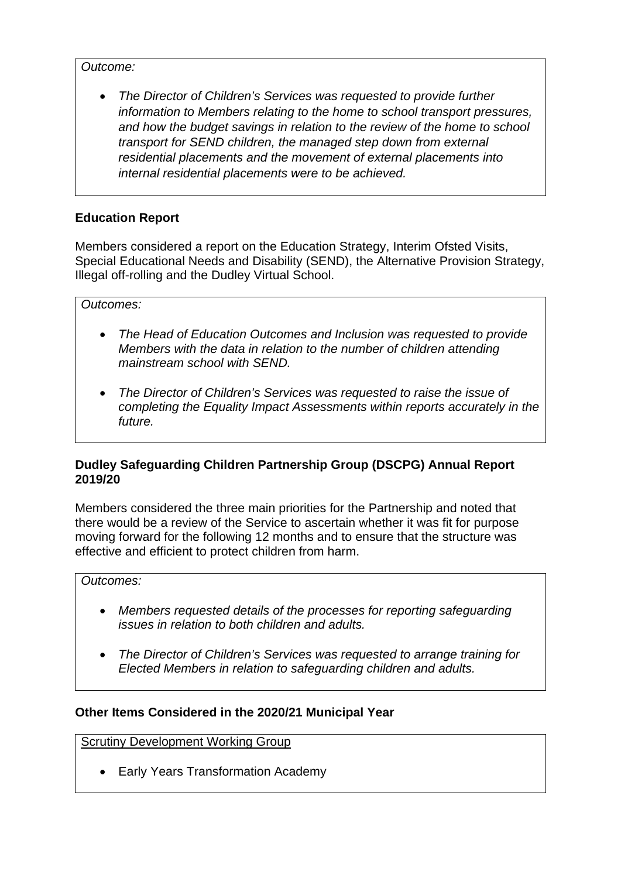*Outcome:*

- *The Director of Children's Services was requested to provide further information to Members relating to the home to school transport pressures, and how the budget savings in relation to the review of the home to school transport for SEND children, the managed step down from external residential placements and the movement of external placements into internal residential placements were to be achieved.*

**Education Report**

Members considered a report on the Education Strategy, Interim Ofsted Visits, Special Educational Needs and Disability (SEND), the Alternative Provision Strategy, Illegal off-rolling and the Dudley Virtual School.

*Outcomes:*

- *The Head of Education Outcomes and Inclusion was requested to provide Members with the data in relation to the number of children attending mainstream school with SEND.*
- *The Director of Children's Services was requested to raise the issue of completing the Equality Impact Assessments within reports accurately in the future.*

**Dudley Safeguarding Children Partnership Group (DSCPG) Annual Report 2019/20**

Members considered the three main priorities for the Partnership and noted that there would be a review of the Service to ascertain whether it was fit for purpose moving forward for the following 12 months and to ensure that the structure was effective and efficient to protect children from harm.

*Outcomes:*

- *Members requested details of the processes for reporting safeguarding issues in relation to both children and adults.*
- *The Director of Children's Services was requested to arrange training for Elected Members in relation to safeguarding children and adults.*

**Other Items Considered in the 2020/21 Municipal Year**

<u>Scrutiny Development Working Group</u>

- Early Years Transformation Academy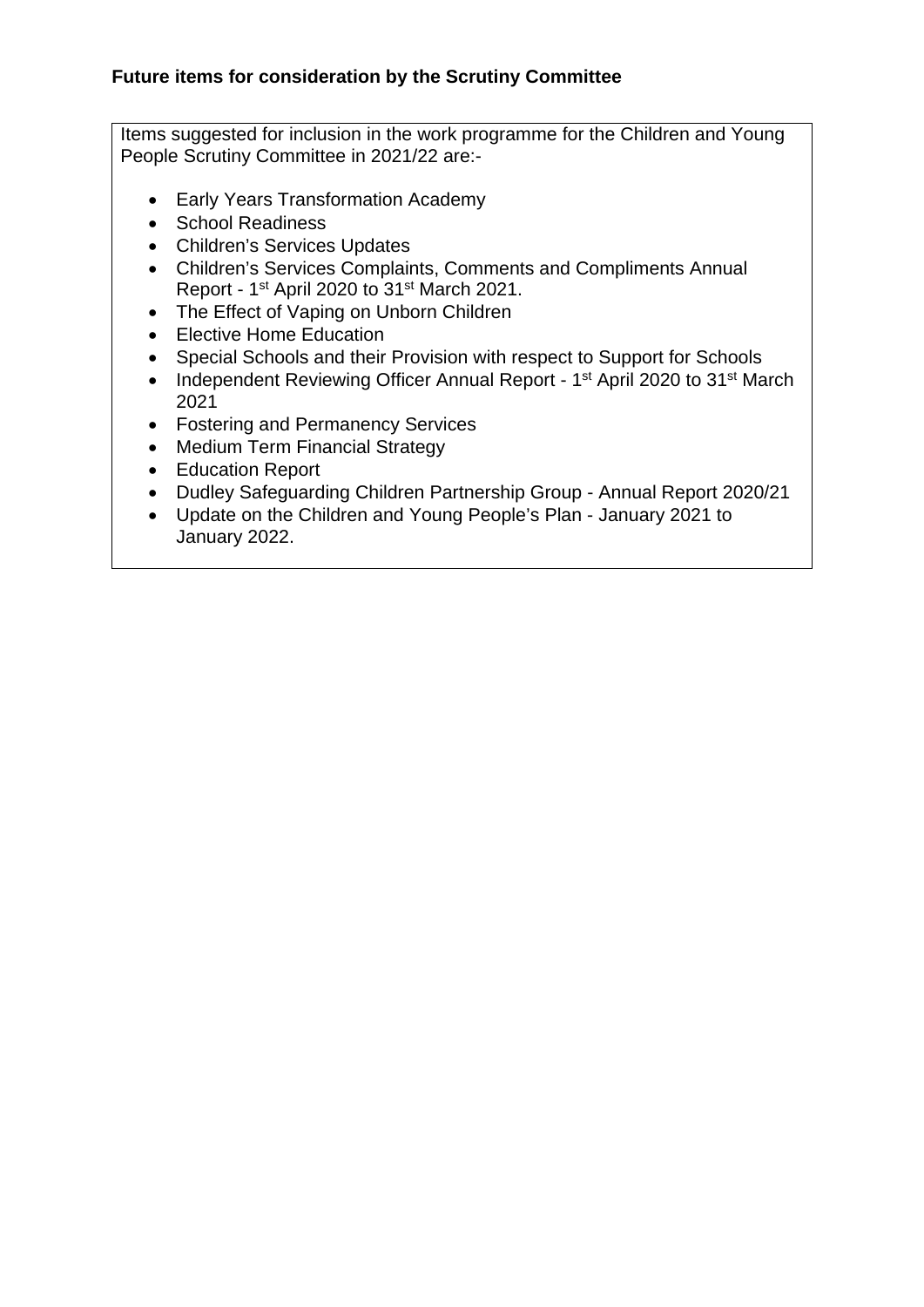**Future items for consideration by the Scrutiny Committee**

Items suggested for inclusion in the work programme for the Children and Young People Scrutiny Committee in 2021/22 are:-

- Early Years Transformation Academy
- School Readiness
- Children's Services Updates
- Children's Services Complaints, Comments and Compliments Annual Report - 1st April 2020 to 31st March 2021.
- The Effect of Vaping on Unborn Children
- Elective Home Education
- Special Schools and their Provision with respect to Support for Schools
- Independent Reviewing Officer Annual Report - 1st April 2020 to 31st March 2021
- Fostering and Permanency Services
- Medium Term Financial Strategy
- Education Report
- Dudley Safeguarding Children Partnership Group - Annual Report 2020/21
- Update on the Children and Young People's Plan - January 2021 to January 2022.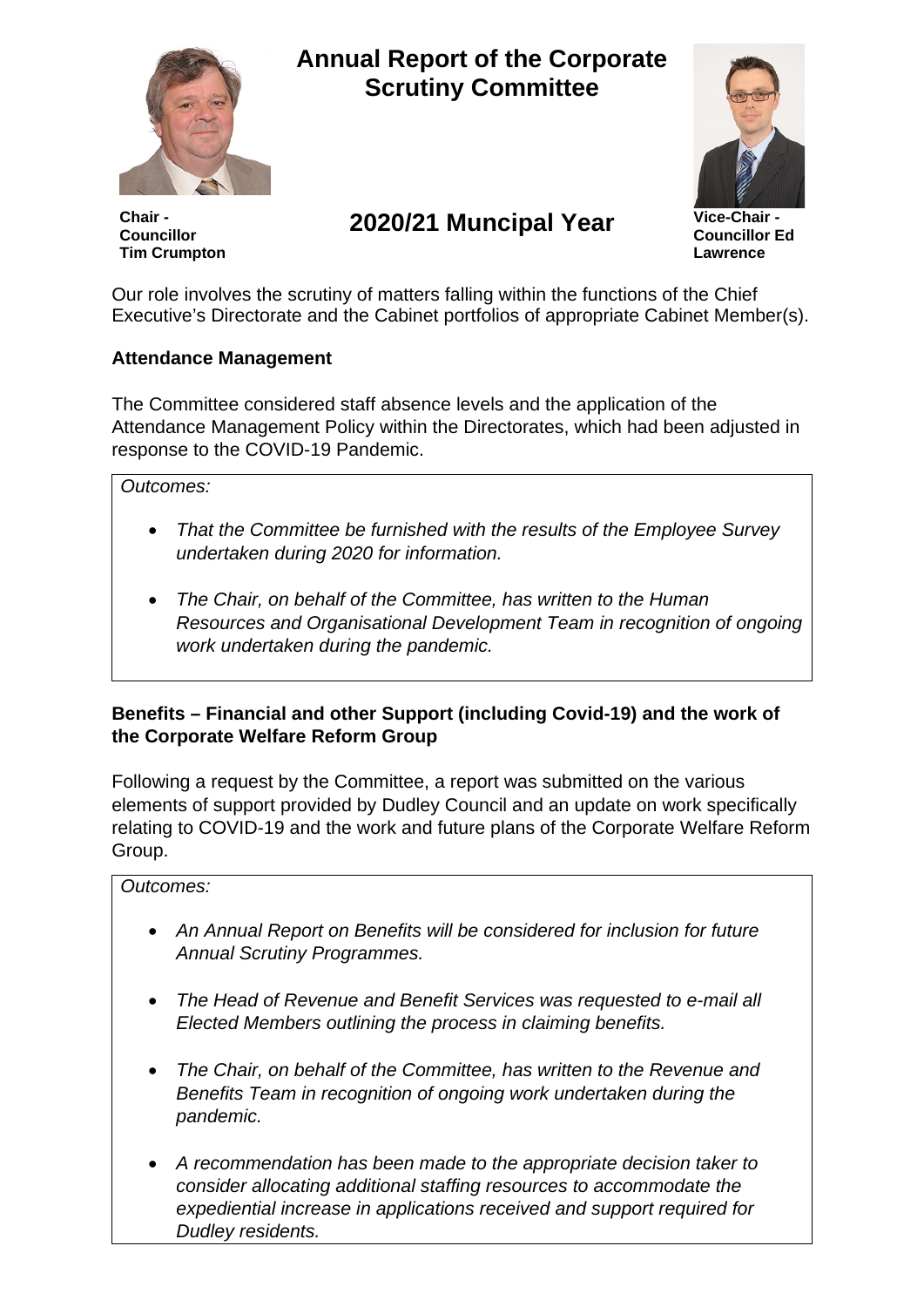# Annual Report of the Corporate Scrutiny Committee

## 2020/21 Muncipal Year

**Chair - Councillor Tim Crumpton**

**Vice-Chair - Councillor Ed Lawrence**

Our role involves the scrutiny of matters falling within the functions of the Chief Executive's Directorate and the Cabinet portfolios of appropriate Cabinet Member(s).

**Attendance Management**

The Committee considered staff absence levels and the application of the Attendance Management Policy within the Directorates, which had been adjusted in response to the COVID-19 Pandemic.

*Outcomes:*

- *That the Committee be furnished with the results of the Employee Survey undertaken during 2020 for information.*
- *The Chair, on behalf of the Committee, has written to the Human Resources and Organisational Development Team in recognition of ongoing work undertaken during the pandemic.*

**Benefits – Financial and other Support (including Covid-19) and the work of the Corporate Welfare Reform Group**

Following a request by the Committee, a report was submitted on the various elements of support provided by Dudley Council and an update on work specifically relating to COVID-19 and the work and future plans of the Corporate Welfare Reform Group.

*Outcomes:*

- *An Annual Report on Benefits will be considered for inclusion for future Annual Scrutiny Programmes.*
- *The Head of Revenue and Benefit Services was requested to e-mail all Elected Members outlining the process in claiming benefits.*
- *The Chair, on behalf of the Committee, has written to the Revenue and Benefits Team in recognition of ongoing work undertaken during the pandemic.*
- *A recommendation has been made to the appropriate decision taker to consider allocating additional staffing resources to accommodate the expediential increase in applications received and support required for Dudley residents.*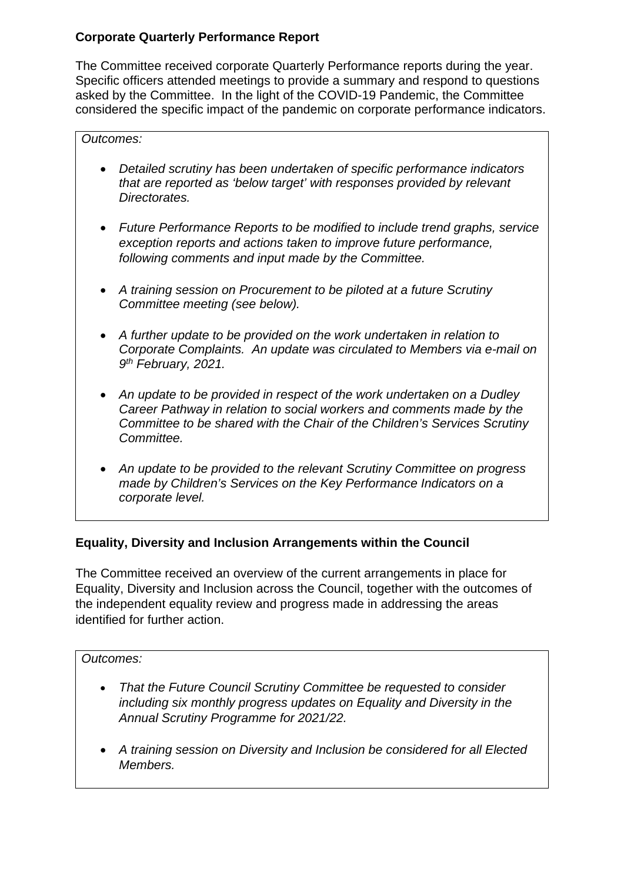**Corporate Quarterly Performance Report**

The Committee received corporate Quarterly Performance reports during the year. Specific officers attended meetings to provide a summary and respond to questions asked by the Committee. In the light of the COVID-19 Pandemic, the Committee considered the specific impact of the pandemic on corporate performance indicators.

*Outcomes:*

- *Detailed scrutiny has been undertaken of specific performance indicators that are reported as 'below target' with responses provided by relevant Directorates.*
- *Future Performance Reports to be modified to include trend graphs, service exception reports and actions taken to improve future performance, following comments and input made by the Committee.*
- *A training session on Procurement to be piloted at a future Scrutiny Committee meeting (see below).*
- *A further update to be provided on the work undertaken in relation to Corporate Complaints. An update was circulated to Members via e-mail on 9th February, 2021.*
- *An update to be provided in respect of the work undertaken on a Dudley Career Pathway in relation to social workers and comments made by the Committee to be shared with the Chair of the Children's Services Scrutiny Committee.*
- *An update to be provided to the relevant Scrutiny Committee on progress made by Children's Services on the Key Performance Indicators on a corporate level.*

**Equality, Diversity and Inclusion Arrangements within the Council**

The Committee received an overview of the current arrangements in place for Equality, Diversity and Inclusion across the Council, together with the outcomes of the independent equality review and progress made in addressing the areas identified for further action.

*Outcomes:*

- *That the Future Council Scrutiny Committee be requested to consider including six monthly progress updates on Equality and Diversity in the Annual Scrutiny Programme for 2021/22.*
- *A training session on Diversity and Inclusion be considered for all Elected Members.*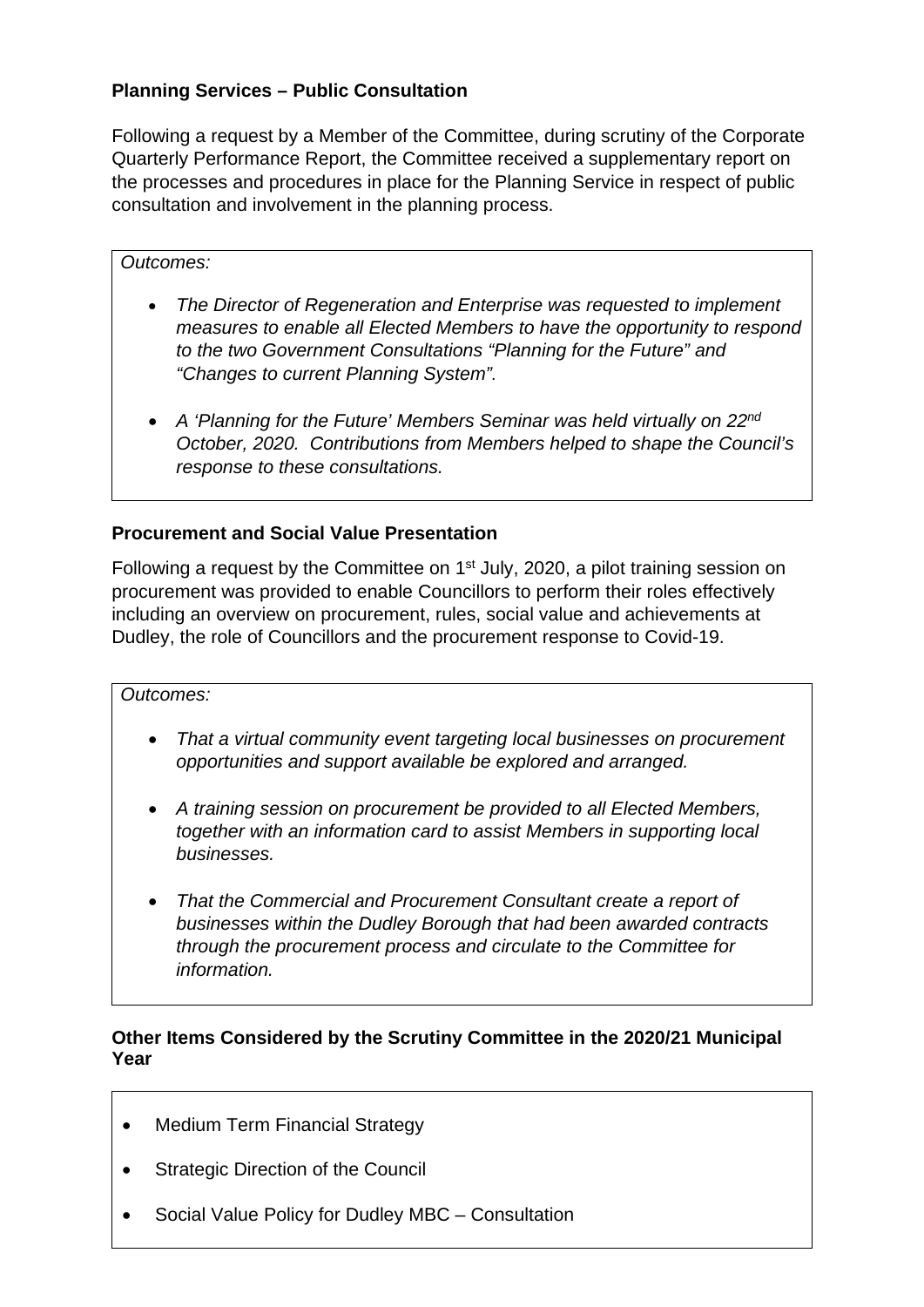**Planning Services – Public Consultation**

Following a request by a Member of the Committee, during scrutiny of the Corporate Quarterly Performance Report, the Committee received a supplementary report on the processes and procedures in place for the Planning Service in respect of public consultation and involvement in the planning process.

*Outcomes:*

- *The Director of Regeneration and Enterprise was requested to implement measures to enable all Elected Members to have the opportunity to respond to the two Government Consultations "Planning for the Future" and "Changes to current Planning System".*
- *A 'Planning for the Future' Members Seminar was held virtually on 22nd October, 2020. Contributions from Members helped to shape the Council's response to these consultations.*

**Procurement and Social Value Presentation**

Following a request by the Committee on 1st July, 2020, a pilot training session on procurement was provided to enable Councillors to perform their roles effectively including an overview on procurement, rules, social value and achievements at Dudley, the role of Councillors and the procurement response to Covid-19.

*Outcomes:*

- *That a virtual community event targeting local businesses on procurement opportunities and support available be explored and arranged.*
- *A training session on procurement be provided to all Elected Members, together with an information card to assist Members in supporting local businesses.*
- *That the Commercial and Procurement Consultant create a report of businesses within the Dudley Borough that had been awarded contracts through the procurement process and circulate to the Committee for information.*

**Other Items Considered by the Scrutiny Committee in the 2020/21 Municipal Year**

- Medium Term Financial Strategy
- Strategic Direction of the Council
- Social Value Policy for Dudley MBC – Consultation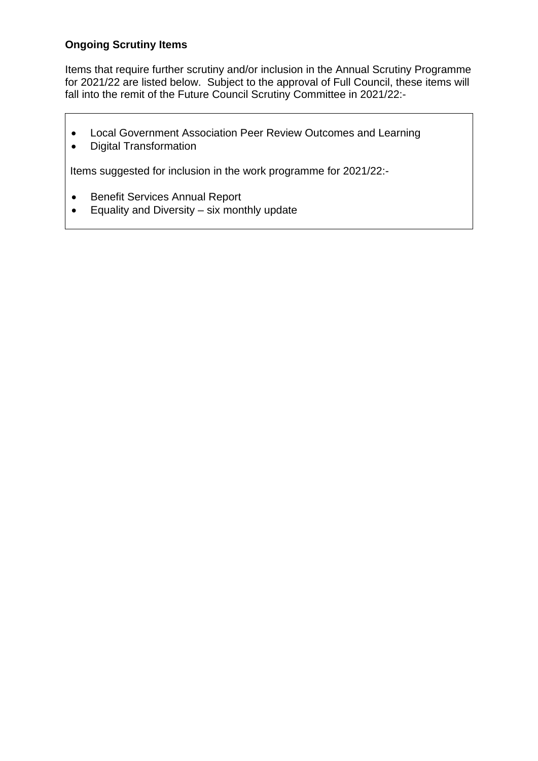**Ongoing Scrutiny Items**

Items that require further scrutiny and/or inclusion in the Annual Scrutiny Programme for 2021/22 are listed below. Subject to the approval of Full Council, these items will fall into the remit of the Future Council Scrutiny Committee in 2021/22:-

- Local Government Association Peer Review Outcomes and Learning
- Digital Transformation

Items suggested for inclusion in the work programme for 2021/22:-

- Benefit Services Annual Report
- Equality and Diversity – six monthly update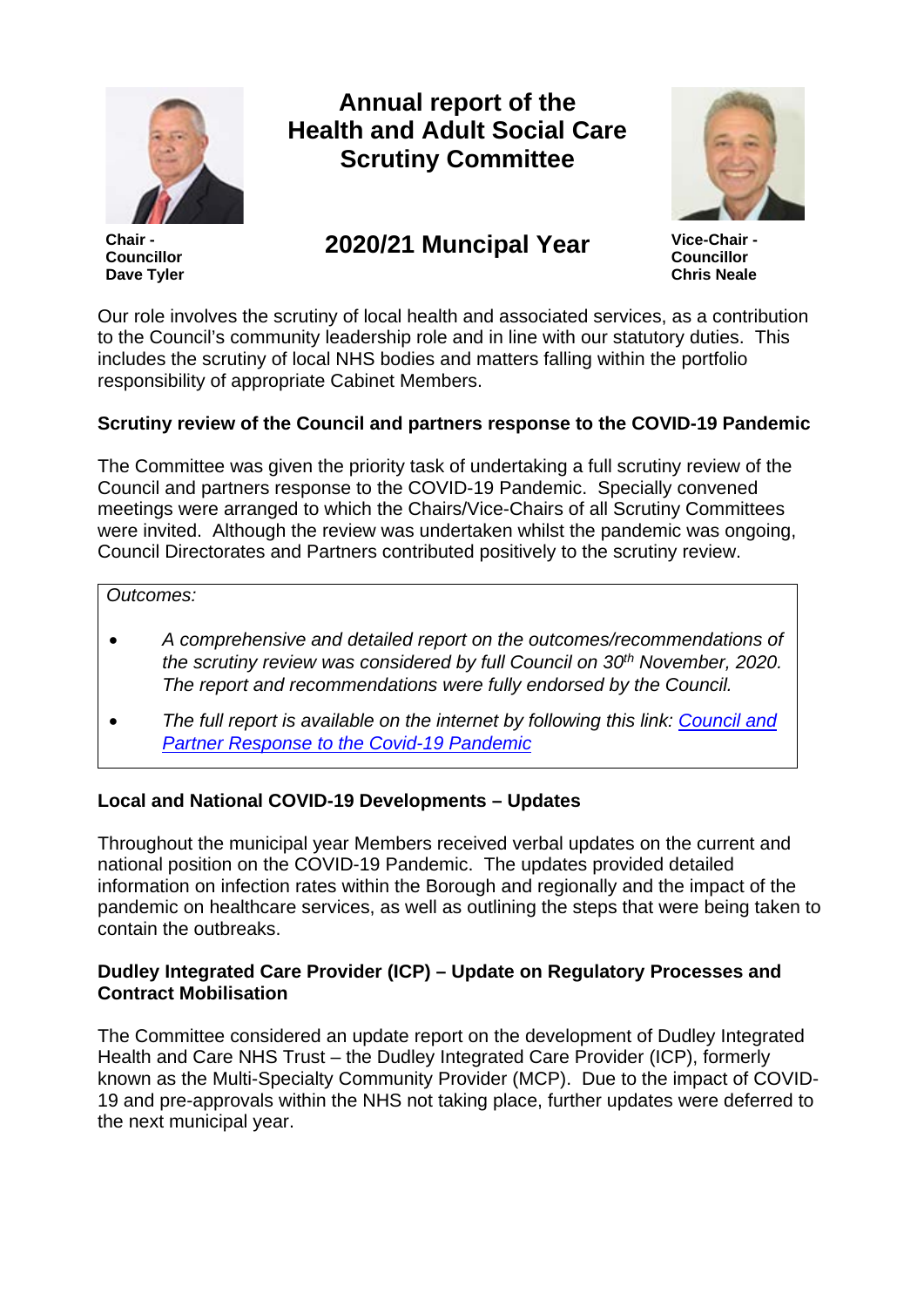# Annual report of the Health and Adult Social Care Scrutiny Committee

## 2020/21 Muncipal Year

**Chair - Councillor Dave Tyler**

**Vice-Chair - Councillor Chris Neale**

Our role involves the scrutiny of local health and associated services, as a contribution to the Council's community leadership role and in line with our statutory duties. This includes the scrutiny of local NHS bodies and matters falling within the portfolio responsibility of appropriate Cabinet Members.

**Scrutiny review of the Council and partners response to the COVID-19 Pandemic**

The Committee was given the priority task of undertaking a full scrutiny review of the Council and partners response to the COVID-19 Pandemic. Specially convened meetings were arranged to which the Chairs/Vice-Chairs of all Scrutiny Committees were invited. Although the review was undertaken whilst the pandemic was ongoing, Council Directorates and Partners contributed positively to the scrutiny review.

*Outcomes:*

- *A comprehensive and detailed report on the outcomes/recommendations of the scrutiny review was considered by full Council on 30th November, 2020. The report and recommendations were fully endorsed by the Council.*
- *The full report is available on the internet by following this link: Council and Partner Response to the Covid-19 Pandemic*

**Local and National COVID-19 Developments – Updates**

Throughout the municipal year Members received verbal updates on the current and national position on the COVID-19 Pandemic. The updates provided detailed information on infection rates within the Borough and regionally and the impact of the pandemic on healthcare services, as well as outlining the steps that were being taken to contain the outbreaks.

**Dudley Integrated Care Provider (ICP) – Update on Regulatory Processes and Contract Mobilisation**

The Committee considered an update report on the development of Dudley Integrated Health and Care NHS Trust – the Dudley Integrated Care Provider (ICP), formerly known as the Multi-Specialty Community Provider (MCP). Due to the impact of COVID-19 and pre-approvals within the NHS not taking place, further updates were deferred to the next municipal year.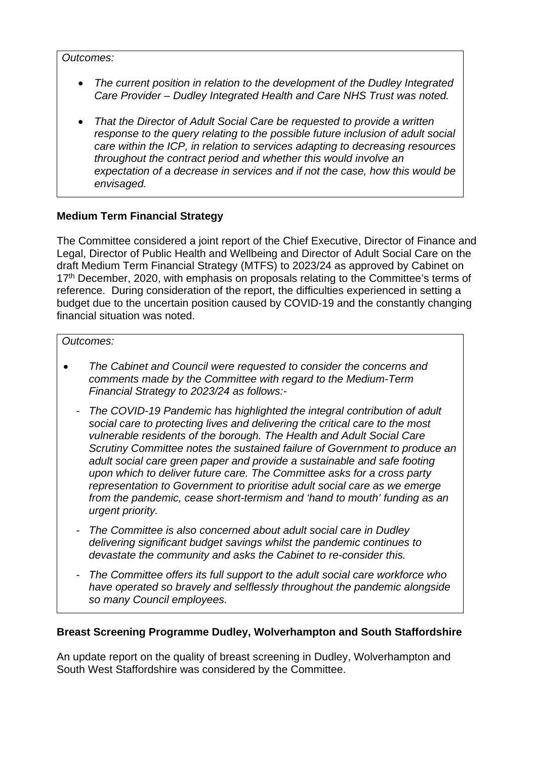*Outcomes:*

- *The current position in relation to the development of the Dudley Integrated Care Provider – Dudley Integrated Health and Care NHS Trust was noted.*

- *That the Director of Adult Social Care be requested to provide a written response to the query relating to the possible future inclusion of adult social care within the ICP, in relation to services adapting to decreasing resources throughout the contract period and whether this would involve an expectation of a decrease in services and if not the case, how this would be envisaged.*

**Medium Term Financial Strategy**

The Committee considered a joint report of the Chief Executive, Director of Finance and Legal, Director of Public Health and Wellbeing and Director of Adult Social Care on the draft Medium Term Financial Strategy (MTFS) to 2023/24 as approved by Cabinet on 17th December, 2020, with emphasis on proposals relating to the Committee's terms of reference. During consideration of the report, the difficulties experienced in setting a budget due to the uncertain position caused by COVID-19 and the constantly changing financial situation was noted.

*Outcomes:*

- *The Cabinet and Council were requested to consider the concerns and comments made by the Committee with regard to the Medium-Term Financial Strategy to 2023/24 as follows:-*

  - *The COVID-19 Pandemic has highlighted the integral contribution of adult social care to protecting lives and delivering the critical care to the most vulnerable residents of the borough. The Health and Adult Social Care Scrutiny Committee notes the sustained failure of Government to produce an adult social care green paper and provide a sustainable and safe footing upon which to deliver future care. The Committee asks for a cross party representation to Government to prioritise adult social care as we emerge from the pandemic, cease short-termism and 'hand to mouth' funding as an urgent priority.*

  - *The Committee is also concerned about adult social care in Dudley delivering significant budget savings whilst the pandemic continues to devastate the community and asks the Cabinet to re-consider this.*

  - *The Committee offers its full support to the adult social care workforce who have operated so bravely and selflessly throughout the pandemic alongside so many Council employees.*

**Breast Screening Programme Dudley, Wolverhampton and South Staffordshire**

An update report on the quality of breast screening in Dudley, Wolverhampton and South West Staffordshire was considered by the Committee.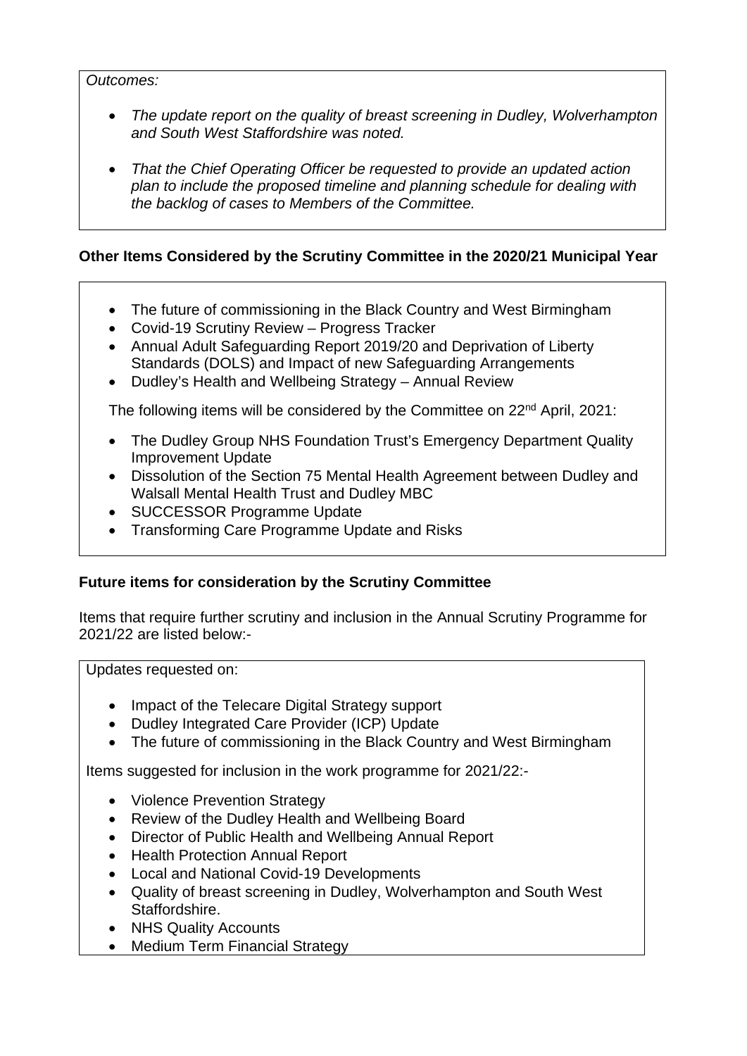*Outcomes:*

- *The update report on the quality of breast screening in Dudley, Wolverhampton and South West Staffordshire was noted.*
- *That the Chief Operating Officer be requested to provide an updated action plan to include the proposed timeline and planning schedule for dealing with the backlog of cases to Members of the Committee.*

**Other Items Considered by the Scrutiny Committee in the 2020/21 Municipal Year**

- The future of commissioning in the Black Country and West Birmingham
- Covid-19 Scrutiny Review – Progress Tracker
- Annual Adult Safeguarding Report 2019/20 and Deprivation of Liberty Standards (DOLS) and Impact of new Safeguarding Arrangements
- Dudley's Health and Wellbeing Strategy – Annual Review

The following items will be considered by the Committee on 22nd April, 2021:

- The Dudley Group NHS Foundation Trust's Emergency Department Quality Improvement Update
- Dissolution of the Section 75 Mental Health Agreement between Dudley and Walsall Mental Health Trust and Dudley MBC
- SUCCESSOR Programme Update
- Transforming Care Programme Update and Risks

**Future items for consideration by the Scrutiny Committee**

Items that require further scrutiny and inclusion in the Annual Scrutiny Programme for 2021/22 are listed below:-

Updates requested on:

- Impact of the Telecare Digital Strategy support
- Dudley Integrated Care Provider (ICP) Update
- The future of commissioning in the Black Country and West Birmingham

Items suggested for inclusion in the work programme for 2021/22:-

- Violence Prevention Strategy
- Review of the Dudley Health and Wellbeing Board
- Director of Public Health and Wellbeing Annual Report
- Health Protection Annual Report
- Local and National Covid-19 Developments
- Quality of breast screening in Dudley, Wolverhampton and South West Staffordshire.
- NHS Quality Accounts
- Medium Term Financial Strategy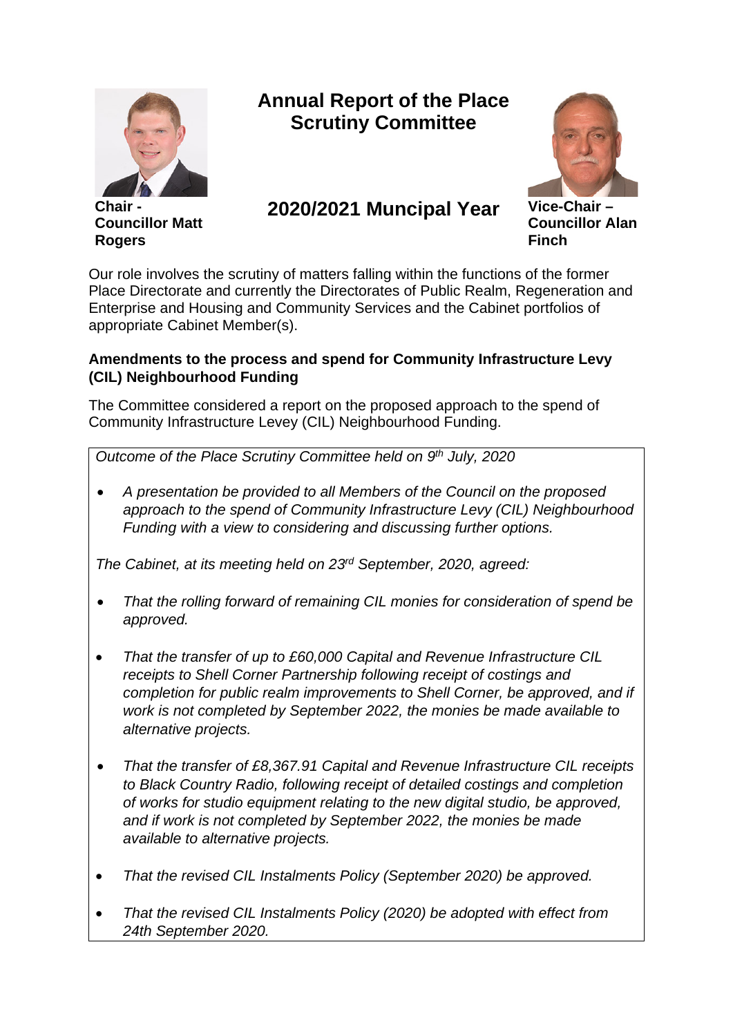# Annual Report of the Place Scrutiny Committee

## 2020/2021 Muncipal Year

**Chair - Councillor Matt Rogers**

**Vice-Chair – Councillor Alan Finch**

Our role involves the scrutiny of matters falling within the functions of the former Place Directorate and currently the Directorates of Public Realm, Regeneration and Enterprise and Housing and Community Services and the Cabinet portfolios of appropriate Cabinet Member(s).

**Amendments to the process and spend for Community Infrastructure Levy (CIL) Neighbourhood Funding**

The Committee considered a report on the proposed approach to the spend of Community Infrastructure Levey (CIL) Neighbourhood Funding.

*Outcome of the Place Scrutiny Committee held on 9th July, 2020*

- *A presentation be provided to all Members of the Council on the proposed approach to the spend of Community Infrastructure Levy (CIL) Neighbourhood Funding with a view to considering and discussing further options.*

*The Cabinet, at its meeting held on 23rd September, 2020, agreed:*

- *That the rolling forward of remaining CIL monies for consideration of spend be approved.*
- *That the transfer of up to £60,000 Capital and Revenue Infrastructure CIL receipts to Shell Corner Partnership following receipt of costings and completion for public realm improvements to Shell Corner, be approved, and if work is not completed by September 2022, the monies be made available to alternative projects.*
- *That the transfer of £8,367.91 Capital and Revenue Infrastructure CIL receipts to Black Country Radio, following receipt of detailed costings and completion of works for studio equipment relating to the new digital studio, be approved, and if work is not completed by September 2022, the monies be made available to alternative projects.*
- *That the revised CIL Instalments Policy (September 2020) be approved.*
- *That the revised CIL Instalments Policy (2020) be adopted with effect from 24th September 2020.*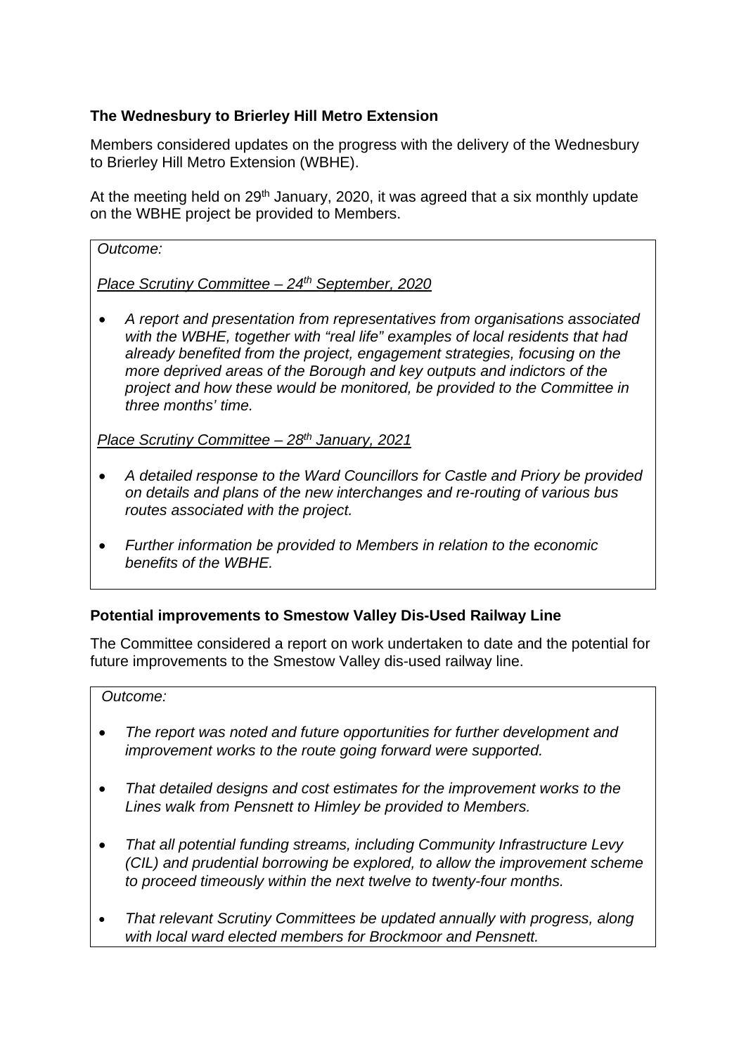**The Wednesbury to Brierley Hill Metro Extension**

Members considered updates on the progress with the delivery of the Wednesbury to Brierley Hill Metro Extension (WBHE).

At the meeting held on 29th January, 2020, it was agreed that a six monthly update on the WBHE project be provided to Members.

*Outcome:*

*Place Scrutiny Committee – 24th September, 2020*

- *A report and presentation from representatives from organisations associated with the WBHE, together with "real life" examples of local residents that had already benefited from the project, engagement strategies, focusing on the more deprived areas of the Borough and key outputs and indictors of the project and how these would be monitored, be provided to the Committee in three months' time.*

*Place Scrutiny Committee – 28th January, 2021*

- *A detailed response to the Ward Councillors for Castle and Priory be provided on details and plans of the new interchanges and re-routing of various bus routes associated with the project.*
- *Further information be provided to Members in relation to the economic benefits of the WBHE.*

**Potential improvements to Smestow Valley Dis-Used Railway Line**

The Committee considered a report on work undertaken to date and the potential for future improvements to the Smestow Valley dis-used railway line.

*Outcome:*

- *The report was noted and future opportunities for further development and improvement works to the route going forward were supported.*
- *That detailed designs and cost estimates for the improvement works to the Lines walk from Pensnett to Himley be provided to Members.*
- *That all potential funding streams, including Community Infrastructure Levy (CIL) and prudential borrowing be explored, to allow the improvement scheme to proceed timeously within the next twelve to twenty-four months.*
- *That relevant Scrutiny Committees be updated annually with progress, along with local ward elected members for Brockmoor and Pensnett.*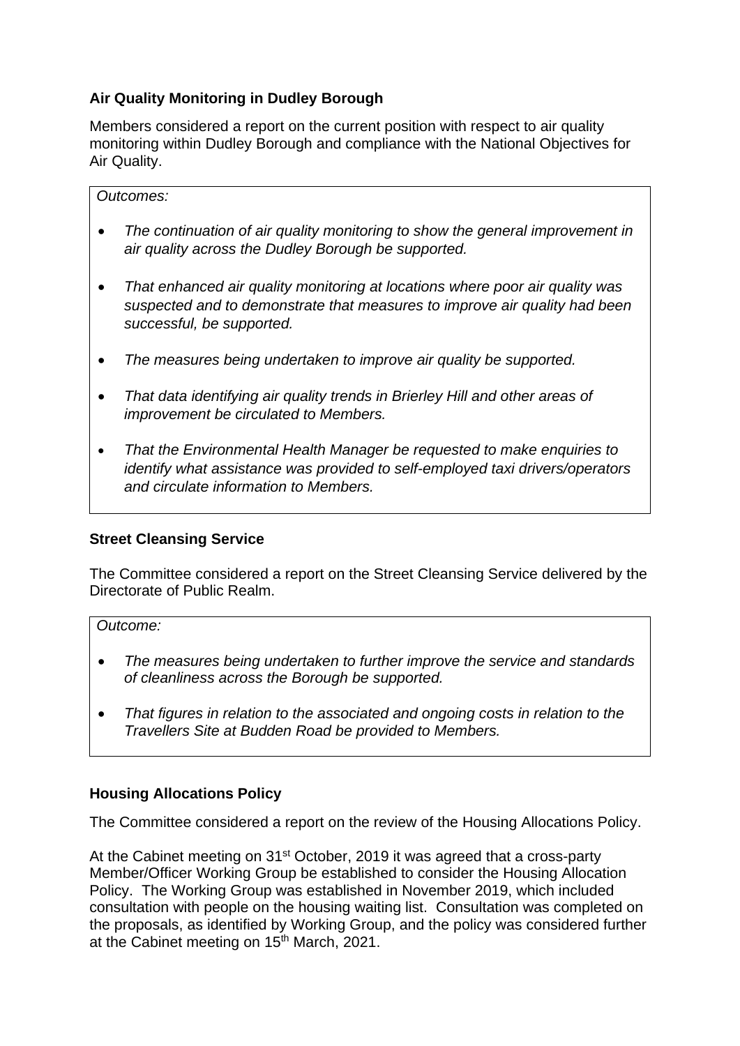**Air Quality Monitoring in Dudley Borough**

Members considered a report on the current position with respect to air quality monitoring within Dudley Borough and compliance with the National Objectives for Air Quality.

> *Outcomes:*
>
> - *The continuation of air quality monitoring to show the general improvement in air quality across the Dudley Borough be supported.*
> - *That enhanced air quality monitoring at locations where poor air quality was suspected and to demonstrate that measures to improve air quality had been successful, be supported.*
> - *The measures being undertaken to improve air quality be supported.*
> - *That data identifying air quality trends in Brierley Hill and other areas of improvement be circulated to Members.*
> - *That the Environmental Health Manager be requested to make enquiries to identify what assistance was provided to self-employed taxi drivers/operators and circulate information to Members.*

**Street Cleansing Service**

The Committee considered a report on the Street Cleansing Service delivered by the Directorate of Public Realm.

> *Outcome:*
>
> - *The measures being undertaken to further improve the service and standards of cleanliness across the Borough be supported.*
> - *That figures in relation to the associated and ongoing costs in relation to the Travellers Site at Budden Road be provided to Members.*

**Housing Allocations Policy**

The Committee considered a report on the review of the Housing Allocations Policy.

At the Cabinet meeting on 31st October, 2019 it was agreed that a cross-party Member/Officer Working Group be established to consider the Housing Allocation Policy. The Working Group was established in November 2019, which included consultation with people on the housing waiting list. Consultation was completed on the proposals, as identified by Working Group, and the policy was considered further at the Cabinet meeting on 15th March, 2021.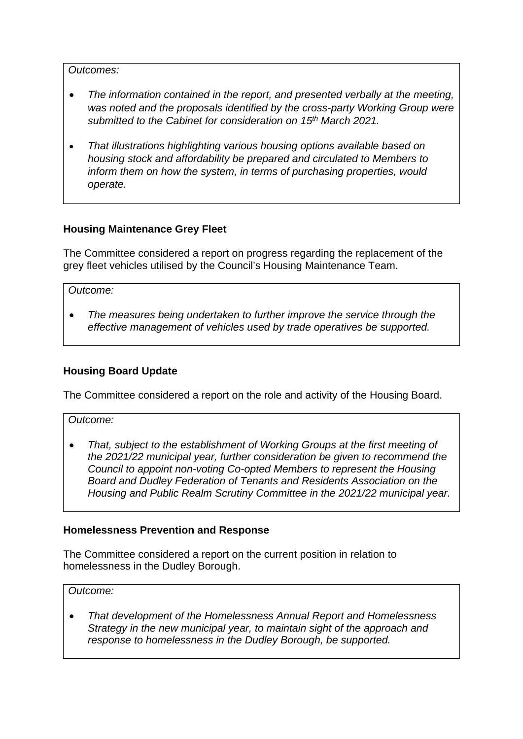*Outcomes:*

- *The information contained in the report, and presented verbally at the meeting, was noted and the proposals identified by the cross-party Working Group were submitted to the Cabinet for consideration on 15th March 2021.*
- *That illustrations highlighting various housing options available based on housing stock and affordability be prepared and circulated to Members to inform them on how the system, in terms of purchasing properties, would operate.*

**Housing Maintenance Grey Fleet**

The Committee considered a report on progress regarding the replacement of the grey fleet vehicles utilised by the Council's Housing Maintenance Team.

*Outcome:*

- *The measures being undertaken to further improve the service through the effective management of vehicles used by trade operatives be supported.*

**Housing Board Update**

The Committee considered a report on the role and activity of the Housing Board.

*Outcome:*

- *That, subject to the establishment of Working Groups at the first meeting of the 2021/22 municipal year, further consideration be given to recommend the Council to appoint non-voting Co-opted Members to represent the Housing Board and Dudley Federation of Tenants and Residents Association on the Housing and Public Realm Scrutiny Committee in the 2021/22 municipal year.*

**Homelessness Prevention and Response**

The Committee considered a report on the current position in relation to homelessness in the Dudley Borough.

*Outcome:*

- *That development of the Homelessness Annual Report and Homelessness Strategy in the new municipal year, to maintain sight of the approach and response to homelessness in the Dudley Borough, be supported.*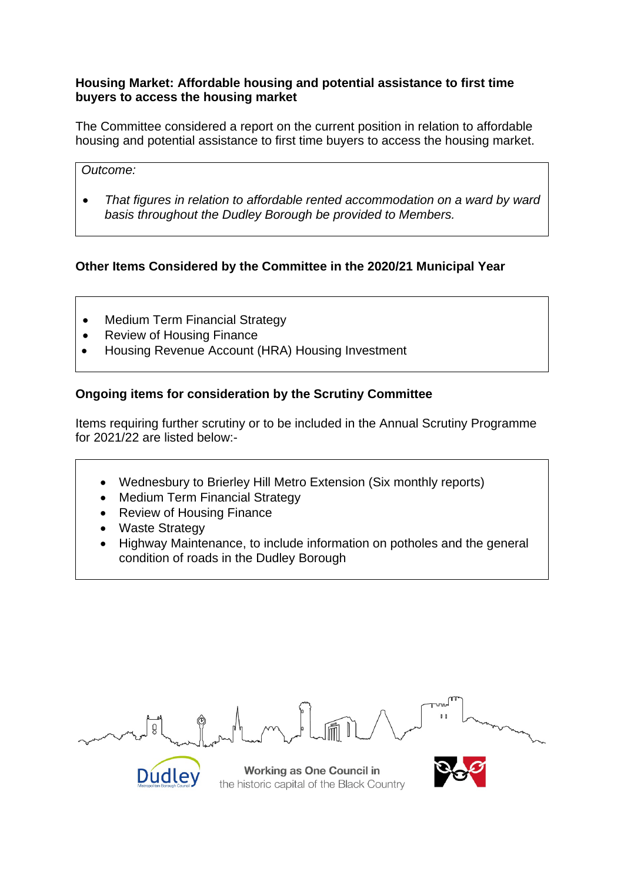**Housing Market: Affordable housing and potential assistance to first time buyers to access the housing market**

The Committee considered a report on the current position in relation to affordable housing and potential assistance to first time buyers to access the housing market.

*Outcome:*

- *That figures in relation to affordable rented accommodation on a ward by ward basis throughout the Dudley Borough be provided to Members.*

**Other Items Considered by the Committee in the 2020/21 Municipal Year**

- Medium Term Financial Strategy
- Review of Housing Finance
- Housing Revenue Account (HRA) Housing Investment

**Ongoing items for consideration by the Scrutiny Committee**

Items requiring further scrutiny or to be included in the Annual Scrutiny Programme for 2021/22 are listed below:-

- Wednesbury to Brierley Hill Metro Extension (Six monthly reports)
- Medium Term Financial Strategy
- Review of Housing Finance
- Waste Strategy
- Highway Maintenance, to include information on potholes and the general condition of roads in the Dudley Borough